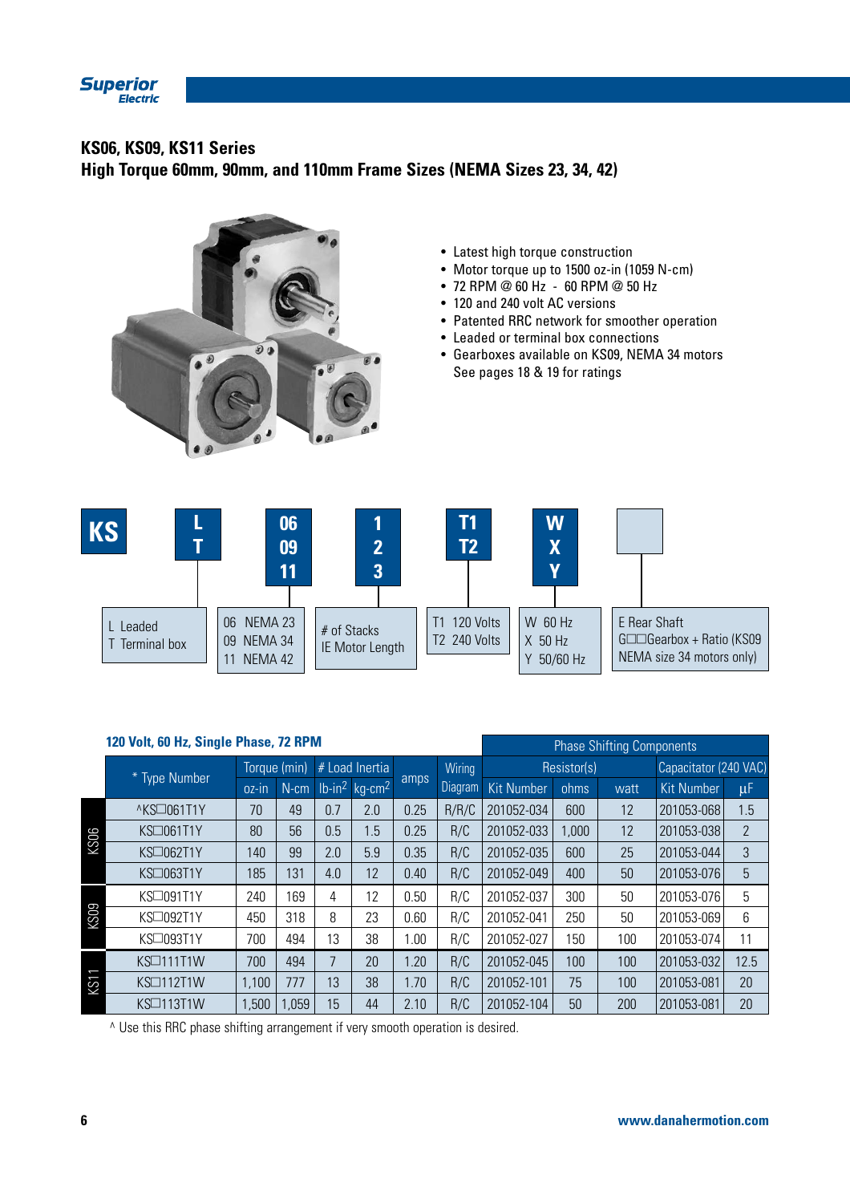Superior Electric

# KS06, KS09, KS11 Series

## High Torque 60mm, 90mm, and 110mm Frame Sizes (NEMA Sizes 23, 34, 42)

- Latest high torque construction
- Motor torque up to 1500 oz-in (1059 N-cm)
- 72 RPM @ 60 Hz - 60 RPM @ 50 Hz
- 120 and 240 volt AC versions
- Patented RRC network for smoother operation
- Leaded or terminal box connections
- Gearboxes available on KS09, NEMA 34 motors
  See pages 18 & 19 for ratings

| KS | L / T | 06 / 09 / 11 | 1 / 2 / 3 | T1 / T2 | W / X / Y | |
|---|---|---|---|---|---|---|
| | L Leaded<br>T Terminal box | 06 NEMA 23<br>09 NEMA 34<br>11 NEMA 42 | # of Stacks<br>IE Motor Length | T1 120 Volts<br>T2 240 Volts | W 60 Hz<br>X 50 Hz<br>Y 50/60 Hz | E Rear Shaft<br>G☐☐Gearbox + Ratio (KS09 NEMA size 34 motors only) |

### 120 Volt, 60 Hz, Single Phase, 72 RPM

| | * Type Number | Torque (min) | | # Load Inertia | | amps | Wiring Diagram | Phase Shifting Components | | | | |
|---|---|---|---|---|---|---|---|---|---|---|---|---|
| | | | | | | | | Resistor(s) | | | Capacitator (240 VAC) | |
| | | oz-in | N-cm | lb-in² | kg-cm² | | | Kit Number | ohms | watt | Kit Number | µF |
| KS06 | ^KS☐061T1Y | 70 | 49 | 0.7 | 2.0 | 0.25 | R/R/C | 201052-034 | 600 | 12 | 201053-068 | 1.5 |
| KS06 | KS☐061T1Y | 80 | 56 | 0.5 | 1.5 | 0.25 | R/C | 201052-033 | 1,000 | 12 | 201053-038 | 2 |
| KS06 | KS☐062T1Y | 140 | 99 | 2.0 | 5.9 | 0.35 | R/C | 201052-035 | 600 | 25 | 201053-044 | 3 |
| KS06 | KS☐063T1Y | 185 | 131 | 4.0 | 12 | 0.40 | R/C | 201052-049 | 400 | 50 | 201053-076 | 5 |
| KS09 | KS☐091T1Y | 240 | 169 | 4 | 12 | 0.50 | R/C | 201052-037 | 300 | 50 | 201053-076 | 5 |
| KS09 | KS☐092T1Y | 450 | 318 | 8 | 23 | 0.60 | R/C | 201052-041 | 250 | 50 | 201053-069 | 6 |
| KS09 | KS☐093T1Y | 700 | 494 | 13 | 38 | 1.00 | R/C | 201052-027 | 150 | 100 | 201053-074 | 11 |
| KS11 | KS☐111T1W | 700 | 494 | 7 | 20 | 1.20 | R/C | 201052-045 | 100 | 100 | 201053-032 | 12.5 |
| KS11 | KS☐112T1W | 1,100 | 777 | 13 | 38 | 1.70 | R/C | 201052-101 | 75 | 100 | 201053-081 | 20 |
| KS11 | KS☐113T1W | 1,500 | 1,059 | 15 | 44 | 2.10 | R/C | 201052-104 | 50 | 200 | 201053-081 | 20 |

^ Use this RRC phase shifting arrangement if very smooth operation is desired.

www.danahermotion.com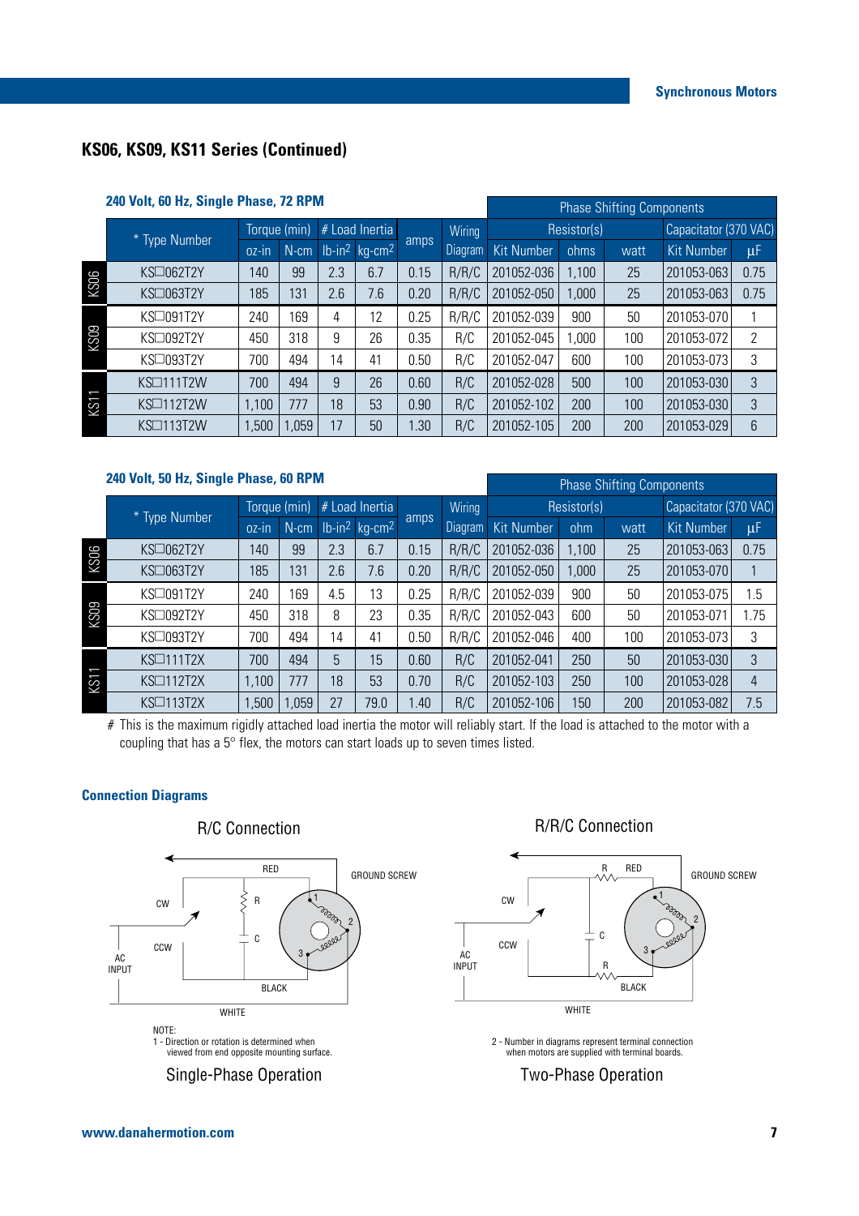## KS06, KS09, KS11 Series (Continued)

### 240 Volt, 60 Hz, Single Phase, 72 RPM

| Series | * Type Number | Torque (min) | | # Load Inertia | | amps | Wiring Diagram | Phase Shifting Components | | | | |
|---|---|---|---|---|---|---|---|---|---|---|---|---|
| | | | | | | | | Resistor(s) | | | Capacitator (370 VAC) | |
| | | oz-in | N-cm | lb-in² | kg-cm² | | | Kit Number | ohms | watt | Kit Number | µF |
| KS06 | KS☐062T2Y | 140 | 99 | 2.3 | 6.7 | 0.15 | R/R/C | 201052-036 | 1,100 | 25 | 201053-063 | 0.75 |
| KS06 | KS☐063T2Y | 185 | 131 | 2.6 | 7.6 | 0.20 | R/R/C | 201052-050 | 1,000 | 25 | 201053-063 | 0.75 |
| KS09 | KS☐091T2Y | 240 | 169 | 4 | 12 | 0.25 | R/R/C | 201052-039 | 900 | 50 | 201053-070 | 1 |
| KS09 | KS☐092T2Y | 450 | 318 | 9 | 26 | 0.35 | R/C | 201052-045 | 1,000 | 100 | 201053-072 | 2 |
| KS09 | KS☐093T2Y | 700 | 494 | 14 | 41 | 0.50 | R/C | 201052-047 | 600 | 100 | 201053-073 | 3 |
| KS11 | KS☐111T2W | 700 | 494 | 9 | 26 | 0.60 | R/C | 201052-028 | 500 | 100 | 201053-030 | 3 |
| KS11 | KS☐112T2W | 1,100 | 777 | 18 | 53 | 0.90 | R/C | 201052-102 | 200 | 100 | 201053-030 | 3 |
| KS11 | KS☐113T2W | 1,500 | 1,059 | 17 | 50 | 1.30 | R/C | 201052-105 | 200 | 200 | 201053-029 | 6 |

### 240 Volt, 50 Hz, Single Phase, 60 RPM

| Series | * Type Number | Torque (min) | | # Load Inertia | | amps | Wiring Diagram | Phase Shifting Components | | | | |
|---|---|---|---|---|---|---|---|---|---|---|---|---|
| | | | | | | | | Resistor(s) | | | Capacitator (370 VAC) | |
| | | oz-in | N-cm | lb-in² | kg-cm² | | | Kit Number | ohm | watt | Kit Number | µF |
| KS06 | KS☐062T2Y | 140 | 99 | 2.3 | 6.7 | 0.15 | R/R/C | 201052-036 | 1,100 | 25 | 201053-063 | 0.75 |
| KS06 | KS☐063T2Y | 185 | 131 | 2.6 | 7.6 | 0.20 | R/R/C | 201052-050 | 1,000 | 25 | 201053-070 | 1 |
| KS09 | KS☐091T2Y | 240 | 169 | 4.5 | 13 | 0.25 | R/R/C | 201052-039 | 900 | 50 | 201053-075 | 1.5 |
| KS09 | KS☐092T2Y | 450 | 318 | 8 | 23 | 0.35 | R/R/C | 201052-043 | 600 | 50 | 201053-071 | 1.75 |
| KS09 | KS☐093T2Y | 700 | 494 | 14 | 41 | 0.50 | R/R/C | 201052-046 | 400 | 100 | 201053-073 | 3 |
| KS11 | KS☐111T2X | 700 | 494 | 5 | 15 | 0.60 | R/C | 201052-041 | 250 | 50 | 201053-030 | 3 |
| KS11 | KS☐112T2X | 1,100 | 777 | 18 | 53 | 0.70 | R/C | 201052-103 | 250 | 100 | 201053-028 | 4 |
| KS11 | KS☐113T2X | 1,500 | 1,059 | 27 | 79.0 | 1.40 | R/C | 201052-106 | 150 | 200 | 201053-082 | 7.5 |

# This is the maximum rigidly attached load inertia the motor will reliably start. If the load is attached to the motor with a coupling that has a 5° flex, the motors can start loads up to seven times listed.

### Connection Diagrams

**R/C Connection**

CW, CCW, AC INPUT, RED, R, C, BLACK, WHITE, GROUND SCREW, 1, 2, 3

NOTE:
1 - Direction or rotation is determined when viewed from end opposite mounting surface.

Single-Phase Operation

**R/R/C Connection**

CW, CCW, AC INPUT, R, RED, C, R, BLACK, WHITE, GROUND SCREW, 1, 2, 3

2 - Number in diagrams represent terminal connection when motors are supplied with terminal boards.

Two-Phase Operation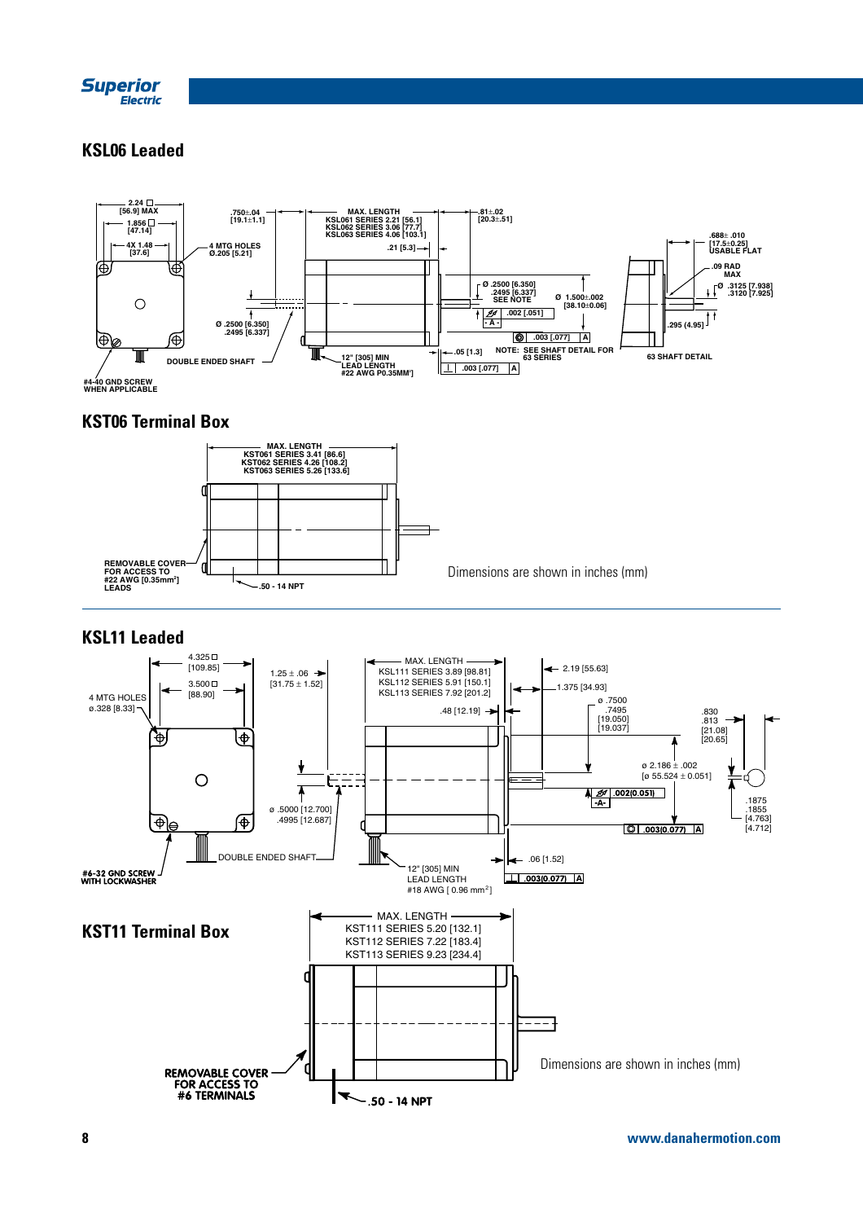## KSL06 Leaded

2.24 □ [56.9] MAX

1.856 □ [47.14]

4X 1.48 [37.6]

4 MTG HOLES Ø.205 [5.21]

.750±.04 [19.1±1.1]

MAX. LENGTH
KSL061 SERIES 2.21 [56.1]
KSL062 SERIES 3.06 [77.7]
KSL063 SERIES 4.06 [103.1]

.81±.02 [20.3±.51]

.21 [5.3]

Ø .2500 [6.350] .2495 [6.337] SEE NOTE

Ø 1.500±.002 [38.10±0.06]

.002 [.051]

- A -

.003 [.077] A

Ø .2500 [6.350] .2495 [6.337]

DOUBLE ENDED SHAFT

12" [305] MIN LEAD LENGTH #22 AWG P0.35MM²]

.05 [1.3]

.003 [.077] A

NOTE: SEE SHAFT DETAIL FOR 63 SERIES

#4-40 GND SCREW WHEN APPLICABLE

.688± .010 [17.5±0.25] USABLE FLAT

.09 RAD MAX

Ø .3125 [7.938] .3120 [7.925]

.295 (4.95)

63 SHAFT DETAIL

## KST06 Terminal Box

MAX. LENGTH
KST061 SERIES 3.41 [86.6]
KST062 SERIES 4.26 [108.2]
KST063 SERIES 5.26 [133.6]

REMOVABLE COVER FOR ACCESS TO #22 AWG [0.35mm²] LEADS

.50 - 14 NPT

Dimensions are shown in inches (mm)

## KSL11 Leaded

4.325 □ [109.85]

3.500 □ [88.90]

4 MTG HOLES ø.328 [8.33]

1.25 ± .06 [31.75 ± 1.52]

MAX. LENGTH
KSL111 SERIES 3.89 [98.81]
KSL112 SERIES 5.91 [150.1]
KSL113 SERIES 7.92 [201.2]

2.19 [55.63]

1.375 [34.93]

.48 [12.19]

ø .7500 .7495 [19.050] [19.037]

.830 .813 [21.08] [20.65]

ø 2.186 ± .002 [ø 55.524 ± 0.051]

.002(0.051)

-A-

.003(0.077) A

.1875 .1855 [4.763] [4.712]

ø .5000 [12.700] .4995 [12.687]

DOUBLE ENDED SHAFT

#6-32 GND SCREW WITH LOCKWASHER

12" [305] MIN LEAD LENGTH #18 AWG [ 0.96 mm²]

.06 [1.52]

.003(0.077) A

## KST11 Terminal Box

MAX. LENGTH
KST111 SERIES 5.20 [132.1]
KST112 SERIES 7.22 [183.4]
KST113 SERIES 9.23 [234.4]

REMOVABLE COVER FOR ACCESS TO #6 TERMINALS

.50 - 14 NPT

Dimensions are shown in inches (mm)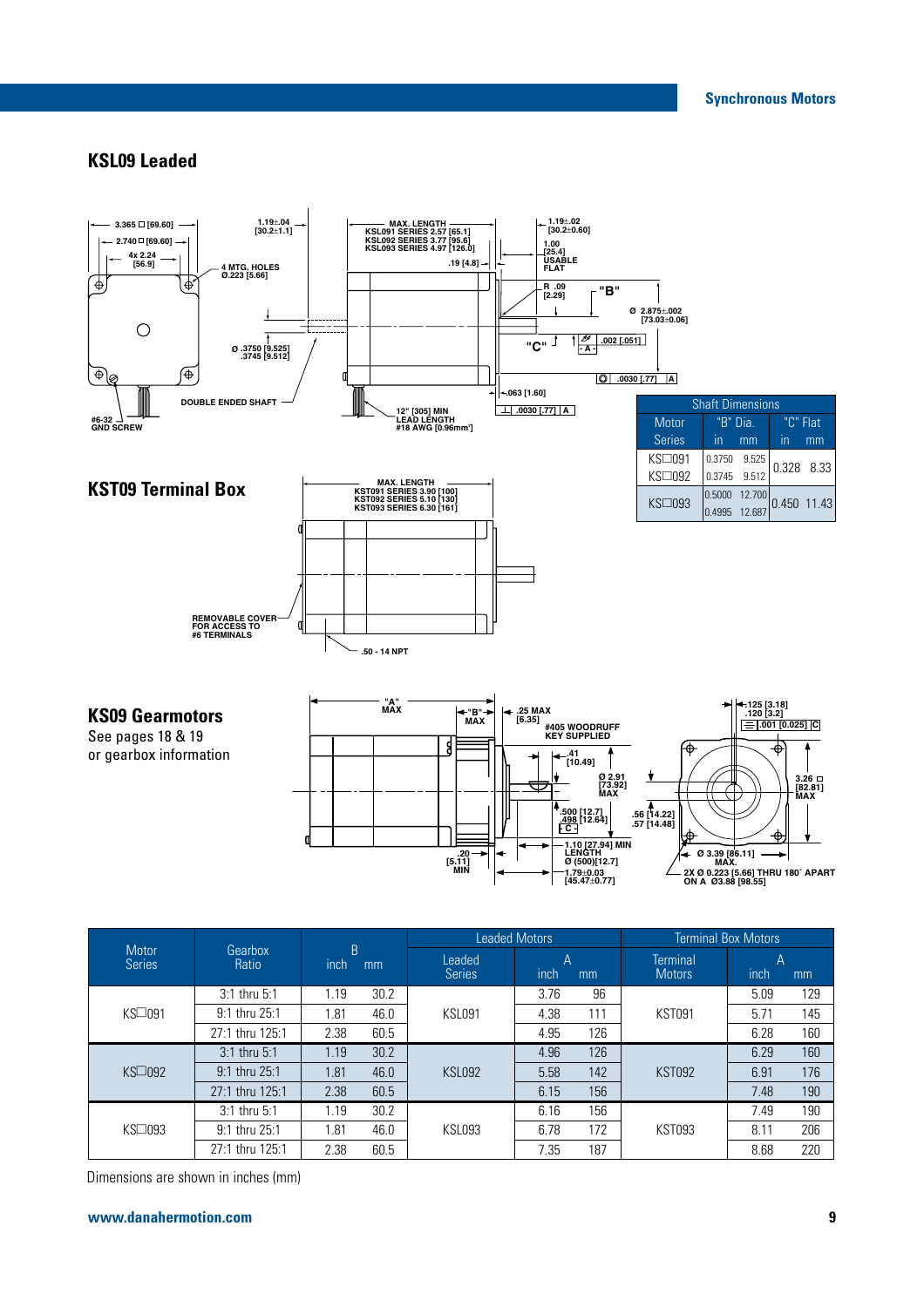## KSL09 Leaded

3.365 □ [69.60]

2.740 □ [69.60]

4x 2.24 [56.9]

1.19±.04 [30.2±1.1]

4 MTG. HOLES Ø.223 [5.66]

Ø .3750 [9.525] .3745 [9.512]

DOUBLE ENDED SHAFT

#6-32 GND SCREW

MAX. LENGTH
KSL091 SERIES 2.57 [65.1]
KSL092 SERIES 3.77 [95.6]
KSL093 SERIES 4.97 [126.0]

.19 [4.8]

1.19±.02 [30.2±0.60]

1.00 [25.4] USABLE FLAT

R .09 [2.29]

"B"

Ø 2.875±.002 [73.03±0.06]

"C"

.002 [.051] -A-

.0030 [.77] A

.063 [1.60]

.0030 [.77] A

12" [305] MIN LEAD LENGTH #18 AWG [0.96mm²]

| Shaft Dimensions | | | | |
|---|---|---|---|---|
| Motor Series | "B" Dia. in | "B" Dia. mm | "C" Flat in | "C" Flat mm |
| KS☐091<br>KS☐092 | 0.3750<br>0.3745 | 9.525<br>9.512 | 0.328 | 8.33 |
| KS☐093 | 0.5000<br>0.4995 | 12.700<br>12.687 | 0.450 | 11.43 |

## KST09 Terminal Box

MAX. LENGTH
KST091 SERIES 3.90 [100]
KST092 SERIES 5.10 [130]
KST093 SERIES 6.30 [161]

REMOVABLE COVER FOR ACCESS TO #6 TERMINALS

.50 - 14 NPT

## KS09 Gearmotors

See pages 18 & 19 or gearbox information

"A" MAX

"B" MAX

.25 MAX [6.35]

#405 WOODRUFF KEY SUPPLIED

.41 [10.49]

Ø 2.91 [73.92] MAX

.500 [12.7] .498 [12.64] -C-

.56 [14.22] .57 [14.48]

.20 [5.11] MIN

1.10 [27.94] MIN LENGTH Ø (500)[12.7]

1.79±0.03 [45.47±0.77]

.125 [3.18] .120 [3.2]

.001 [0.025] C

3.26 □ [82.81] MAX

Ø 3.39 [86.11] MAX.

2X Ø 0.223 [5.66] THRU 180˚ APART ON A Ø3.88 [98.55]

| Motor Series | Gearbox Ratio | B inch | B mm | Leaded Motors: Leaded Series | A inch | A mm | Terminal Box Motors: Terminal Motors | A inch | A mm |
|---|---|---|---|---|---|---|---|---|---|
| KS☐091 | 3:1 thru 5:1 | 1.19 | 30.2 | KSL091 | 3.76 | 96 | KST091 | 5.09 | 129 |
| | 9:1 thru 25:1 | 1.81 | 46.0 | | 4.38 | 111 | | 5.71 | 145 |
| | 27:1 thru 125:1 | 2.38 | 60.5 | | 4.95 | 126 | | 6.28 | 160 |
| KS☐092 | 3:1 thru 5:1 | 1.19 | 30.2 | KSL092 | 4.96 | 126 | KST092 | 6.29 | 160 |
| | 9:1 thru 25:1 | 1.81 | 46.0 | | 5.58 | 142 | | 6.91 | 176 |
| | 27:1 thru 125:1 | 2.38 | 60.5 | | 6.15 | 156 | | 7.48 | 190 |
| KS☐093 | 3:1 thru 5:1 | 1.19 | 30.2 | KSL093 | 6.16 | 156 | KST093 | 7.49 | 190 |
| | 9:1 thru 25:1 | 1.81 | 46.0 | | 6.78 | 172 | | 8.11 | 206 |
| | 27:1 thru 125:1 | 2.38 | 60.5 | | 7.35 | 187 | | 8.68 | 220 |

Dimensions are shown in inches (mm)